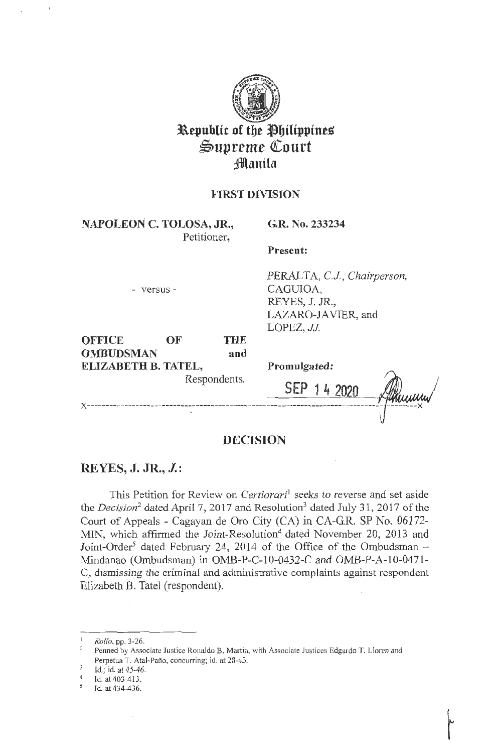# Republic of the Philippines
# Supreme Court
# Manila

## FIRST DIVISION

**NAPOLEON C. TOLOSA, JR.,**
Petitioner,

**G.R. No. 233234**

**Present:**

- versus -

PERALTA, *C.J., Chairperson,*
CAGUIOA,
REYES, J. JR.,
LAZARO-JAVIER, and
LOPEZ, *JJ.*

**OFFICE OF THE OMBUDSMAN and ELIZABETH B. TATEL,**
Respondents.

**Promulgated:**

SEP 14 2020

x-----------------------------------------------------------------------------------------x

## DECISION

**REYES, J. JR., *J.*:**

This Petition for Review on *Certiorari*[1] seeks to reverse and set aside the *Decision*[2] dated April 7, 2017 and Resolution[3] dated July 31, 2017 of the Court of Appeals - Cagayan de Oro City (CA) in CA-G.R. SP No. 06172-MIN, which affirmed the Joint-Resolution[4] dated November 20, 2013 and Joint-Order[5] dated February 24, 2014 of the Office of the Ombudsman – Mindanao (Ombudsman) in OMB-P-C-10-0432-C and OMB-P-A-10-0471-C, dismissing the criminal and administrative complaints against respondent Elizabeth B. Tatel (respondent).

---

[1] *Rollo*, pp. 3-26.

[2] Penned by Associate Justice Ronaldo B. Martin, with Associate Justices Edgardo T. Lloren and Perpetua T. Atal-Paño, concurring; id. at 28-43.

[3] Id.; id. at 45-46.

[4] Id. at 403-413.

[5] Id. at 434-436.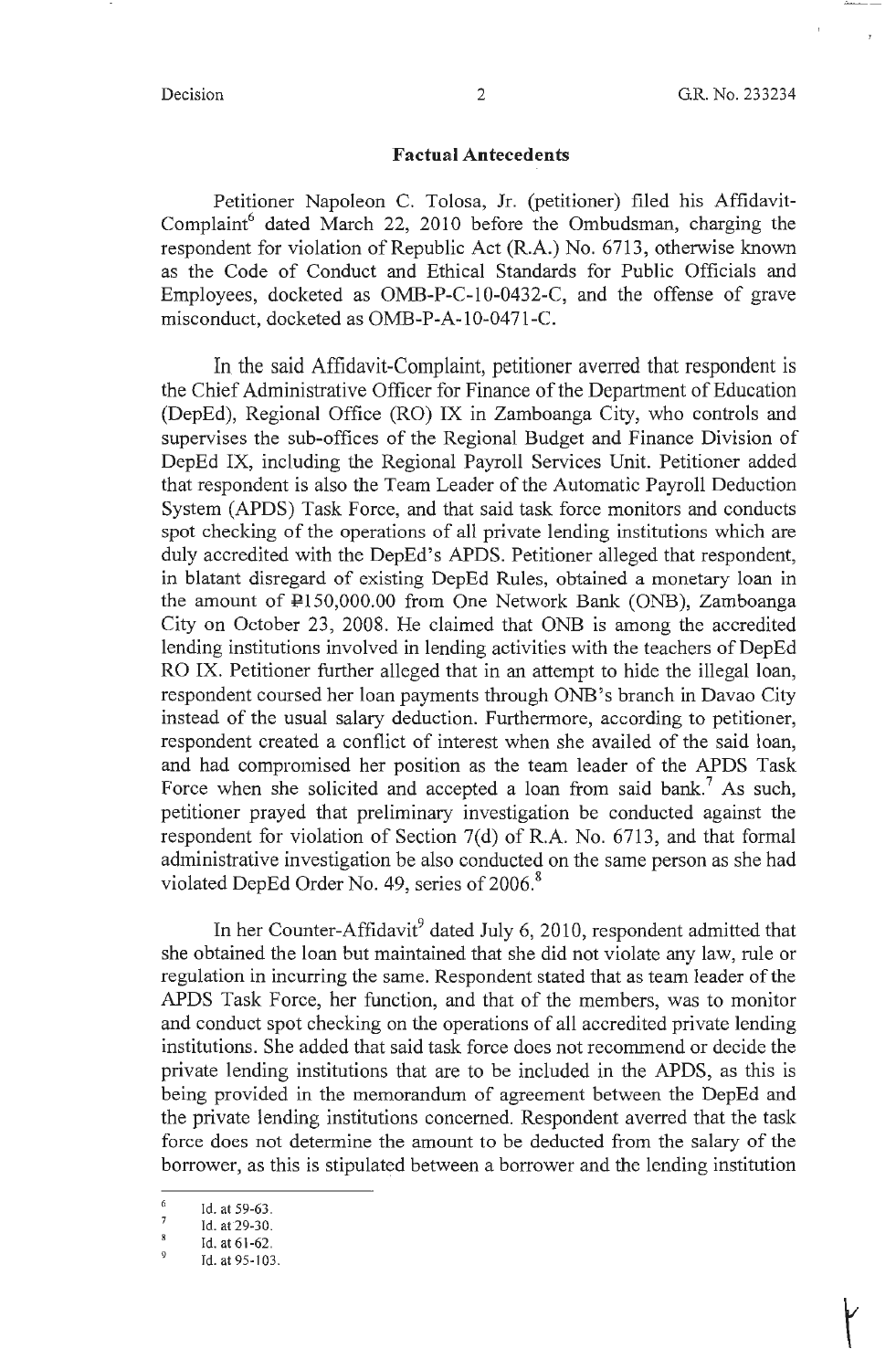## Factual Antecedents

Petitioner Napoleon C. Tolosa, Jr. (petitioner) filed his Affidavit-Complaint[6] dated March 22, 2010 before the Ombudsman, charging the respondent for violation of Republic Act (R.A.) No. 6713, otherwise known as the Code of Conduct and Ethical Standards for Public Officials and Employees, docketed as OMB-P-C-10-0432-C, and the offense of grave misconduct, docketed as OMB-P-A-10-0471-C.

In the said Affidavit-Complaint, petitioner averred that respondent is the Chief Administrative Officer for Finance of the Department of Education (DepEd), Regional Office (RO) IX in Zamboanga City, who controls and supervises the sub-offices of the Regional Budget and Finance Division of DepEd IX, including the Regional Payroll Services Unit. Petitioner added that respondent is also the Team Leader of the Automatic Payroll Deduction System (APDS) Task Force, and that said task force monitors and conducts spot checking of the operations of all private lending institutions which are duly accredited with the DepEd's APDS. Petitioner alleged that respondent, in blatant disregard of existing DepEd Rules, obtained a monetary loan in the amount of ₱150,000.00 from One Network Bank (ONB), Zamboanga City on October 23, 2008. He claimed that ONB is among the accredited lending institutions involved in lending activities with the teachers of DepEd RO IX. Petitioner further alleged that in an attempt to hide the illegal loan, respondent coursed her loan payments through ONB's branch in Davao City instead of the usual salary deduction. Furthermore, according to petitioner, respondent created a conflict of interest when she availed of the said loan, and had compromised her position as the team leader of the APDS Task Force when she solicited and accepted a loan from said bank.[7] As such, petitioner prayed that preliminary investigation be conducted against the respondent for violation of Section 7(d) of R.A. No. 6713, and that formal administrative investigation be also conducted on the same person as she had violated DepEd Order No. 49, series of 2006.[8]

In her Counter-Affidavit[9] dated July 6, 2010, respondent admitted that she obtained the loan but maintained that she did not violate any law, rule or regulation in incurring the same. Respondent stated that as team leader of the APDS Task Force, her function, and that of the members, was to monitor and conduct spot checking on the operations of all accredited private lending institutions. She added that said task force does not recommend or decide the private lending institutions that are to be included in the APDS, as this is being provided in the memorandum of agreement between the DepEd and the private lending institutions concerned. Respondent averred that the task force does not determine the amount to be deducted from the salary of the borrower, as this is stipulated between a borrower and the lending institution

---

[6] Id. at 59-63.

[7] Id. at 29-30.

[8] Id. at 61-62.

[9] Id. at 95-103.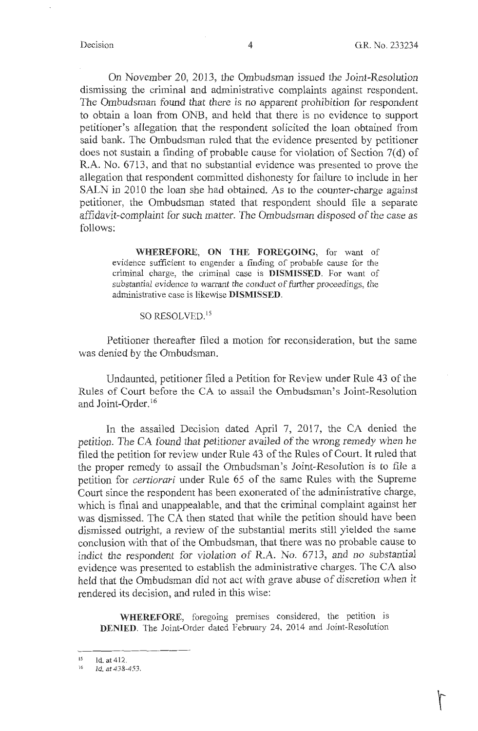On November 20, 2013, the Ombudsman issued the *Joint-Resolution* dismissing the criminal and administrative complaints against respondent. The Ombudsman found that there is no apparent prohibition for respondent to obtain a loan from ONB, and held that there is no evidence to support petitioner's allegation that the respondent solicited the loan obtained from said bank. The Ombudsman ruled that the evidence presented by petitioner does not sustain a finding of probable cause for violation of Section 7(d) of R.A. No. 6713, and that no substantial evidence was presented to prove the allegation that respondent committed dishonesty for failure to include in her SALN in 2010 the loan she had obtained. As to the counter-charge against petitioner, the Ombudsman stated that respondent should file a separate affidavit-complaint for such matter. The Ombudsman disposed of the case as follows:

> **WHEREFORE, ON THE FOREGOING,** for want of evidence sufficient to engender a finding of probable cause for the criminal charge, the criminal case is **DISMISSED**. For want of substantial evidence to warrant the conduct of further proceedings, the administrative case is likewise **DISMISSED**.
>
> SO RESOLVED.[15]

Petitioner thereafter filed a motion for reconsideration, but the same was denied by the Ombudsman.

Undaunted, petitioner filed a Petition for Review under Rule 43 of the Rules of Court before the CA to assail the Ombudsman's Joint-Resolution and Joint-Order.[16]

In the assailed Decision dated April 7, 2017, the CA denied the petition. The CA found that petitioner availed of the wrong remedy when he filed the petition for review under Rule 43 of the Rules of Court. It ruled that the proper remedy to assail the Ombudsman's Joint-Resolution is to file a petition for *certiorari* under Rule 65 of the same Rules with the Supreme Court since the respondent has been exonerated of the administrative charge, which is final and unappealable, and that the criminal complaint against her was dismissed. The CA then stated that while the petition should have been dismissed outright, a review of the substantial merits still yielded the same conclusion with that of the Ombudsman, that there was no probable cause to indict the respondent for violation of R.A. No. 6713, and no substantial evidence was presented to establish the administrative charges. The CA also held that the Ombudsman did not act with grave abuse of discretion when it rendered its decision, and ruled in this wise:

> **WHEREFORE**, foregoing premises considered, the petition is **DENIED**. The Joint-Order dated February 24, 2014 and Joint-Resolution

---

[15] Id. at 412.

[16] Id. at 438-453.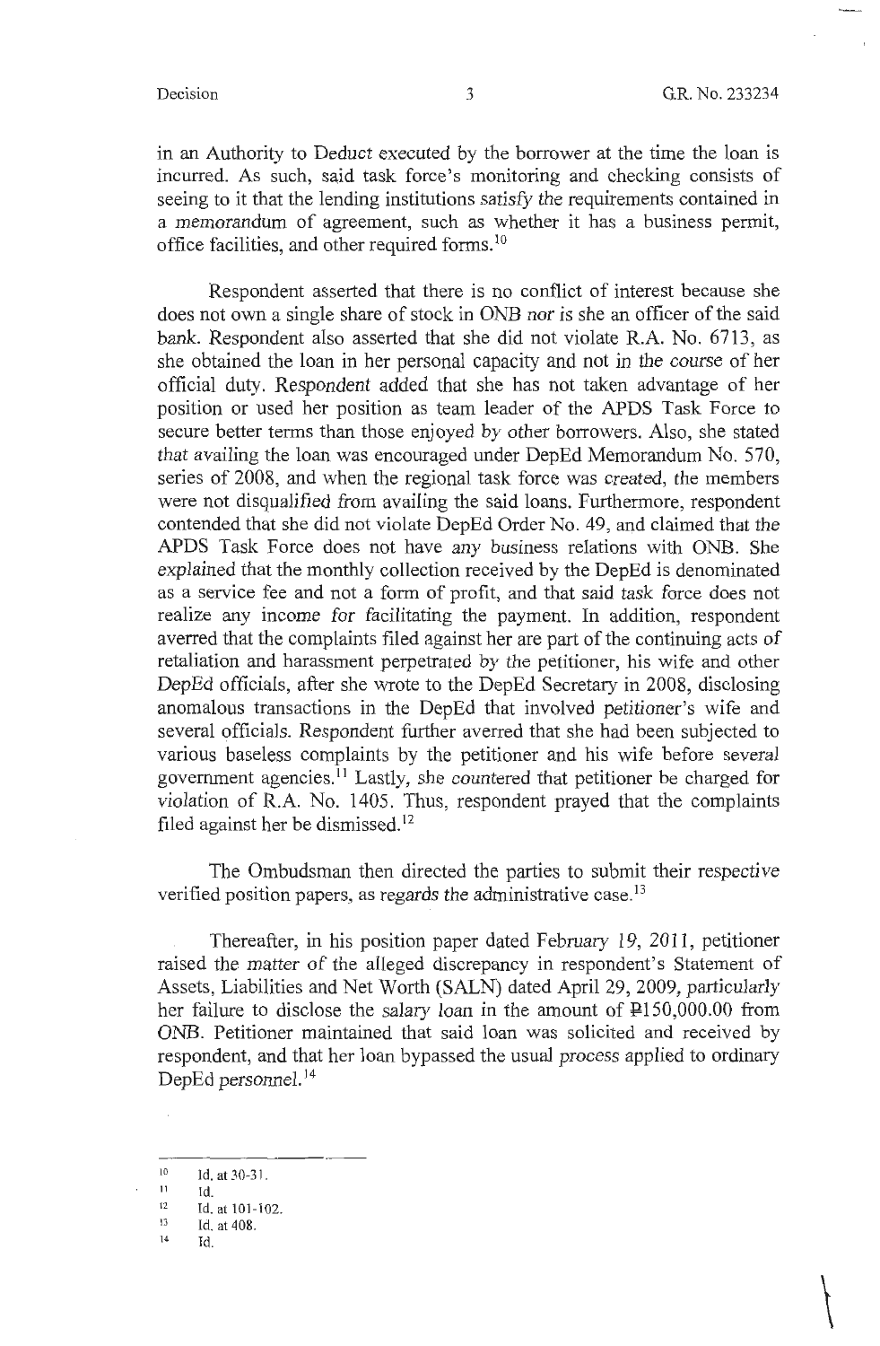in an Authority to Deduct executed by the borrower at the time the loan is incurred. As such, said task force's monitoring and checking consists of seeing to it that the lending institutions satisfy the requirements contained in a memorandum of agreement, such as whether it has a business permit, office facilities, and other required forms.[10]

Respondent asserted that there is no conflict of interest because she does not own a single share of stock in ONB nor is she an officer of the said bank. Respondent also asserted that she did not violate R.A. No. 6713, as she obtained the loan in her personal capacity and not in the course of her official duty. Respondent added that she has not taken advantage of her position or used her position as team leader of the APDS Task Force to secure better terms than those enjoyed by other borrowers. Also, she stated that availing the loan was encouraged under DepEd Memorandum No. 570, series of 2008, and when the regional task force was created, the members were not disqualified from availing the said loans. Furthermore, respondent contended that she did not violate DepEd Order No. 49, and claimed that the APDS Task Force does not have any business relations with ONB. She explained that the monthly collection received by the DepEd is denominated as a service fee and not a form of profit, and that said task force does not realize any income for facilitating the payment. In addition, respondent averred that the complaints filed against her are part of the continuing acts of retaliation and harassment perpetrated by the petitioner, his wife and other DepEd officials, after she wrote to the DepEd Secretary in 2008, disclosing anomalous transactions in the DepEd that involved petitioner's wife and several officials. Respondent further averred that she had been subjected to various baseless complaints by the petitioner and his wife before several government agencies.[11] Lastly, she countered that petitioner be charged for violation of R.A. No. 1405. Thus, respondent prayed that the complaints filed against her be dismissed.[12]

The Ombudsman then directed the parties to submit their respective verified position papers, as regards the administrative case.[13]

Thereafter, in his position paper dated February 19, 2011, petitioner raised the matter of the alleged discrepancy in respondent's Statement of Assets, Liabilities and Net Worth (SALN) dated April 29, 2009, particularly her failure to disclose the salary loan in the amount of ₱150,000.00 from ONB. Petitioner maintained that said loan was solicited and received by respondent, and that her loan bypassed the usual process applied to ordinary DepEd personnel.[14]

---

[10] Id. at 30-31.

[11] Id.

[12] Id. at 101-102.

[13] Id. at 408.

[14] Id.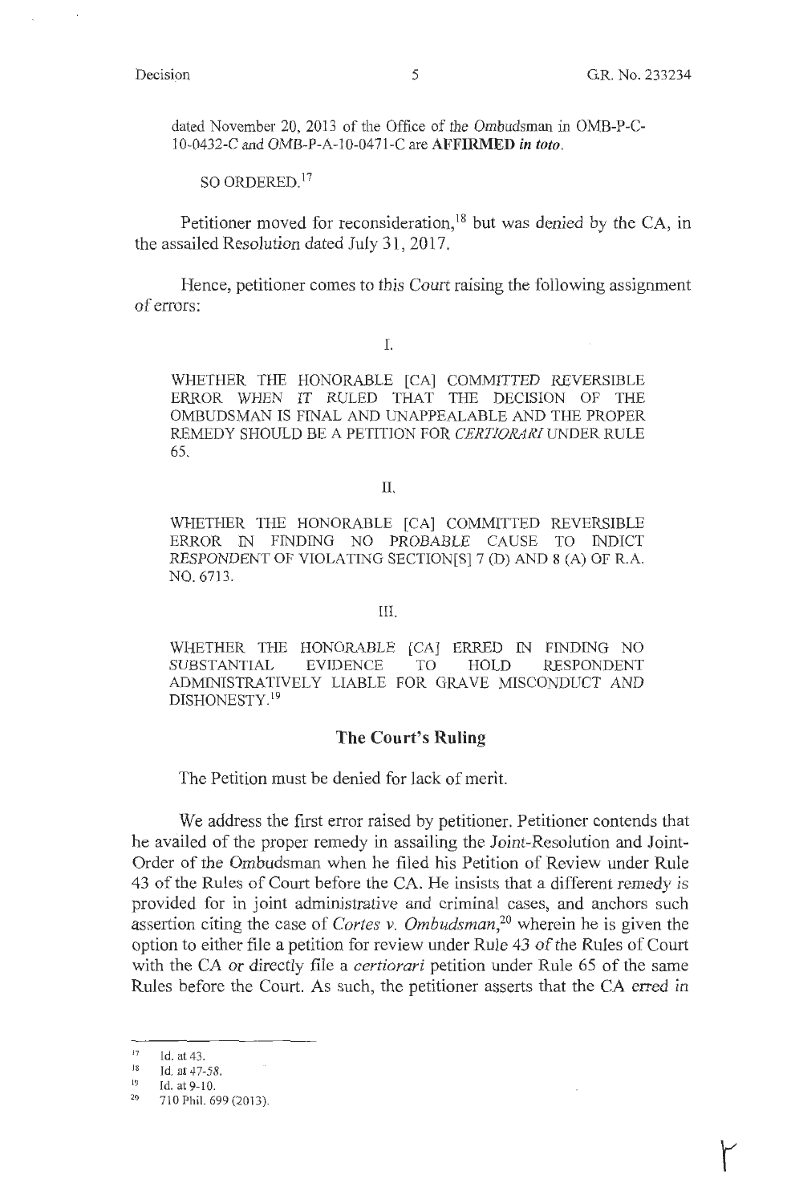dated November 20, 2013 of the Office of the Ombudsman in OMB-P-C-10-0432-C and OMB-P-A-10-0471-C are **AFFIRMED *in toto*.**

SO ORDERED.[17]

Petitioner moved for reconsideration,[18] but was denied by the CA, in the assailed Resolution dated July 31, 2017.

Hence, petitioner comes to this Court raising the following assignment of errors:

I.

WHETHER THE HONORABLE [CA] COMMITTED REVERSIBLE ERROR WHEN IT RULED THAT THE DECISION OF THE OMBUDSMAN IS FINAL AND UNAPPEALABLE AND THE PROPER REMEDY SHOULD BE A PETITION FOR *CERTIORARI* UNDER RULE 65.

II.

WHETHER THE HONORABLE [CA] COMMITTED REVERSIBLE ERROR IN FINDING NO PROBABLE CAUSE TO INDICT RESPONDENT OF VIOLATING SECTION[S] 7 (D) AND 8 (A) OF R.A. NO. 6713.

III.

WHETHER THE HONORABLE [CA] ERRED IN FINDING NO SUBSTANTIAL EVIDENCE TO HOLD RESPONDENT ADMINISTRATIVELY LIABLE FOR GRAVE MISCONDUCT AND DISHONESTY.[19]

## The Court's Ruling

The Petition must be denied for lack of merit.

We address the first error raised by petitioner. Petitioner contends that he availed of the proper remedy in assailing the Joint-Resolution and Joint-Order of the Ombudsman when he filed his Petition of Review under Rule 43 of the Rules of Court before the CA. He insists that a different remedy is provided for in joint administrative and criminal cases, and anchors such assertion citing the case of *Cortes v. Ombudsman*,[20] wherein he is given the option to either file a petition for review under Rule 43 of the Rules of Court with the CA or directly file a *certiorari* petition under Rule 65 of the same Rules before the Court. As such, the petitioner asserts that the CA erred in

---

[17] Id. at 43.

[18] Id. at 47-58.

[19] Id. at 9-10.

[20] 710 Phil. 699 (2013).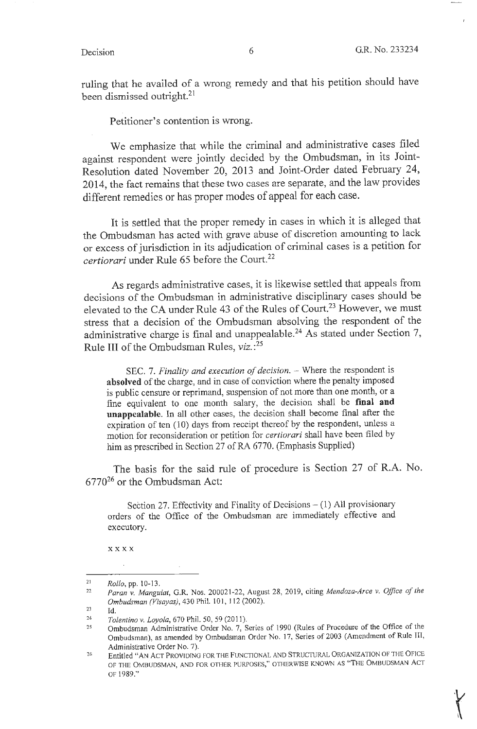ruling that he availed of a wrong remedy and that his petition should have been dismissed outright.[21]

Petitioner's contention is wrong.

We emphasize that while the criminal and administrative cases filed against respondent were jointly decided by the Ombudsman, in its Joint-Resolution dated November 20, 2013 and Joint-Order dated February 24, 2014, the fact remains that these two cases are separate, and the law provides different remedies or has proper modes of appeal for each case.

It is settled that the proper remedy in cases in which it is alleged that the Ombudsman has acted with grave abuse of discretion amounting to lack or excess of jurisdiction in its adjudication of criminal cases is a petition for *certiorari* under Rule 65 before the Court.[22]

As regards administrative cases, it is likewise settled that appeals from decisions of the Ombudsman in administrative disciplinary cases should be elevated to the CA under Rule 43 of the Rules of Court.[23] However, we must stress that a decision of the Ombudsman absolving the respondent of the administrative charge is final and unappealable.[24] As stated under Section 7, Rule III of the Ombudsman Rules, *viz.*:[25]

> SEC. 7. *Finality and execution of decision.* – Where the respondent is **absolved** of the charge, and in case of conviction where the penalty imposed is public censure or reprimand, suspension of not more than one month, or a fine equivalent to one month salary, the decision shall be **final and unappealable**. In all other cases, the decision shall become final after the expiration of ten (10) days from receipt thereof by the respondent, unless a motion for reconsideration or petition for *certiorari* shall have been filed by him as prescribed in Section 27 of RA 6770. (Emphasis Supplied)

The basis for the said rule of procedure is Section 27 of R.A. No. 6770[26] or the Ombudsman Act:

> Section 27. Effectivity and Finality of Decisions – (1) All provisionary orders of the Office of the Ombudsman are immediately effective and executory.
>
> x x x x

---

[21] *Rollo*, pp. 10-13.

[22] *Paran v. Manguiat*, G.R. Nos. 200021-22, August 28, 2019, citing *Mendoza-Arce v. Office of the Ombudsman (Visayas)*, 430 Phil. 101, 112 (2002).

[23] Id.

[24] *Tolentino v. Loyola*, 670 Phil. 50, 59 (2011).

[25] Ombudsman Administrative Order No. 7, Series of 1990 (Rules of Procedure of the Office of the Ombudsman), as amended by Ombudsman Order No. 17, Series of 2003 (Amendment of Rule III, Administrative Order No. 7).

[26] Entitled "AN ACT PROVIDING FOR THE FUNCTIONAL AND STRUCTURAL ORGANIZATION OF THE OFICE OF THE OMBUDSMAN, AND FOR OTHER PURPOSES," OTHERWISE KNOWN AS "THE OMBUDSMAN ACT OF 1989."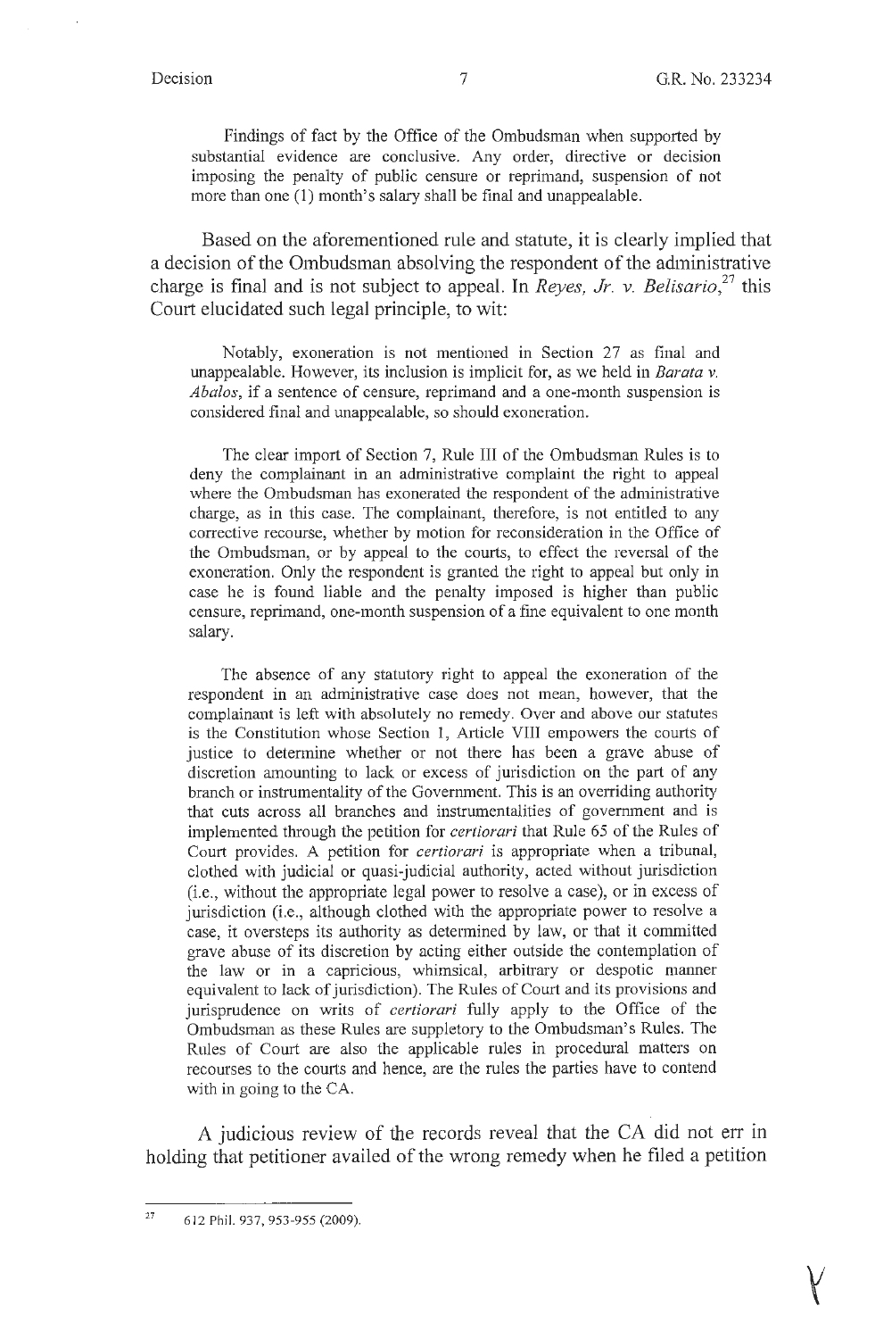Findings of fact by the Office of the Ombudsman when supported by substantial evidence are conclusive. Any order, directive or decision imposing the penalty of public censure or reprimand, suspension of not more than one (1) month's salary shall be final and unappealable.

Based on the aforementioned rule and statute, it is clearly implied that a decision of the Ombudsman absolving the respondent of the administrative charge is final and is not subject to appeal. In *Reyes, Jr. v. Belisario*,[27] this Court elucidated such legal principle, to wit:

> Notably, exoneration is not mentioned in Section 27 as final and unappealable. However, its inclusion is implicit for, as we held in *Barata v. Abalos*, if a sentence of censure, reprimand and a one-month suspension is considered final and unappealable, so should exoneration.
>
> The clear import of Section 7, Rule III of the Ombudsman Rules is to deny the complainant in an administrative complaint the right to appeal where the Ombudsman has exonerated the respondent of the administrative charge, as in this case. The complainant, therefore, is not entitled to any corrective recourse, whether by motion for reconsideration in the Office of the Ombudsman, or by appeal to the courts, to effect the reversal of the exoneration. Only the respondent is granted the right to appeal but only in case he is found liable and the penalty imposed is higher than public censure, reprimand, one-month suspension of a fine equivalent to one month salary.
>
> The absence of any statutory right to appeal the exoneration of the respondent in an administrative case does not mean, however, that the complainant is left with absolutely no remedy. Over and above our statutes is the Constitution whose Section 1, Article VIII empowers the courts of justice to determine whether or not there has been a grave abuse of discretion amounting to lack or excess of jurisdiction on the part of any branch or instrumentality of the Government. This is an overriding authority that cuts across all branches and instrumentalities of government and is implemented through the petition for *certiorari* that Rule 65 of the Rules of Court provides. A petition for *certiorari* is appropriate when a tribunal, clothed with judicial or quasi-judicial authority, acted without jurisdiction (i.e., without the appropriate legal power to resolve a case), or in excess of jurisdiction (i.e., although clothed with the appropriate power to resolve a case, it oversteps its authority as determined by law, or that it committed grave abuse of its discretion by acting either outside the contemplation of the law or in a capricious, whimsical, arbitrary or despotic manner equivalent to lack of jurisdiction). The Rules of Court and its provisions and jurisprudence on writs of *certiorari* fully apply to the Office of the Ombudsman as these Rules are suppletory to the Ombudsman's Rules. The Rules of Court are also the applicable rules in procedural matters on recourses to the courts and hence, are the rules the parties have to contend with in going to the CA.

A judicious review of the records reveal that the CA did not err in holding that petitioner availed of the wrong remedy when he filed a petition

---

[27] 612 Phil. 937, 953-955 (2009).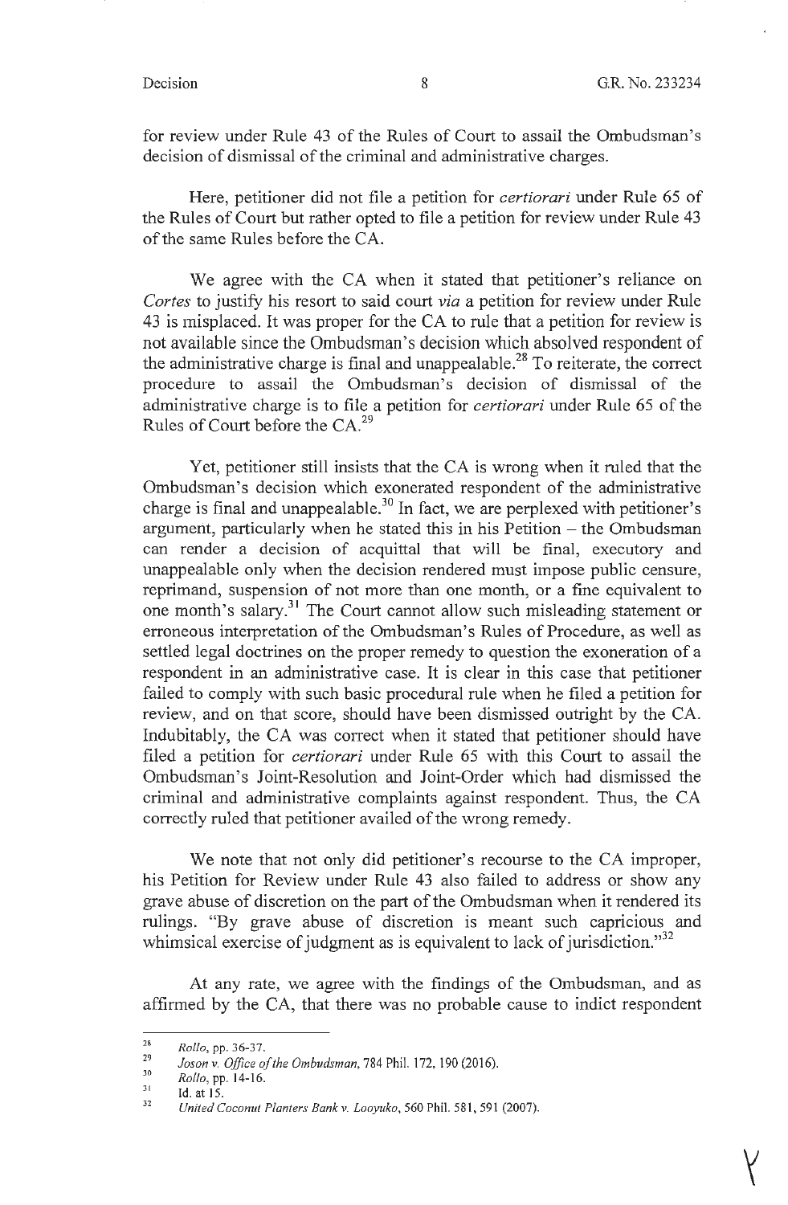for review under Rule 43 of the Rules of Court to assail the Ombudsman's decision of dismissal of the criminal and administrative charges.

Here, petitioner did not file a petition for *certiorari* under Rule 65 of the Rules of Court but rather opted to file a petition for review under Rule 43 of the same Rules before the CA.

We agree with the CA when it stated that petitioner's reliance on *Cortes* to justify his resort to said court *via* a petition for review under Rule 43 is misplaced. It was proper for the CA to rule that a petition for review is not available since the Ombudsman's decision which absolved respondent of the administrative charge is final and unappealable.[28] To reiterate, the correct procedure to assail the Ombudsman's decision of dismissal of the administrative charge is to file a petition for *certiorari* under Rule 65 of the Rules of Court before the CA.[29]

Yet, petitioner still insists that the CA is wrong when it ruled that the Ombudsman's decision which exonerated respondent of the administrative charge is final and unappealable.[30] In fact, we are perplexed with petitioner's argument, particularly when he stated this in his Petition – the Ombudsman can render a decision of acquittal that will be final, executory and unappealable only when the decision rendered must impose public censure, reprimand, suspension of not more than one month, or a fine equivalent to one month's salary.[31] The Court cannot allow such misleading statement or erroneous interpretation of the Ombudsman's Rules of Procedure, as well as settled legal doctrines on the proper remedy to question the exoneration of a respondent in an administrative case. It is clear in this case that petitioner failed to comply with such basic procedural rule when he filed a petition for review, and on that score, should have been dismissed outright by the CA. Indubitably, the CA was correct when it stated that petitioner should have filed a petition for *certiorari* under Rule 65 with this Court to assail the Ombudsman's Joint-Resolution and Joint-Order which had dismissed the criminal and administrative complaints against respondent. Thus, the CA correctly ruled that petitioner availed of the wrong remedy.

We note that not only did petitioner's recourse to the CA improper, his Petition for Review under Rule 43 also failed to address or show any grave abuse of discretion on the part of the Ombudsman when it rendered its rulings. "By grave abuse of discretion is meant such capricious and whimsical exercise of judgment as is equivalent to lack of jurisdiction."[32]

At any rate, we agree with the findings of the Ombudsman, and as affirmed by the CA, that there was no probable cause to indict respondent

---

[28] *Rollo*, pp. 36-37.

[29] *Joson v. Office of the Ombudsman*, 784 Phil. 172, 190 (2016).

[30] *Rollo*, pp. 14-16.

[31] Id. at 15.

[32] *United Coconut Planters Bank v. Looyuko*, 560 Phil. 581, 591 (2007).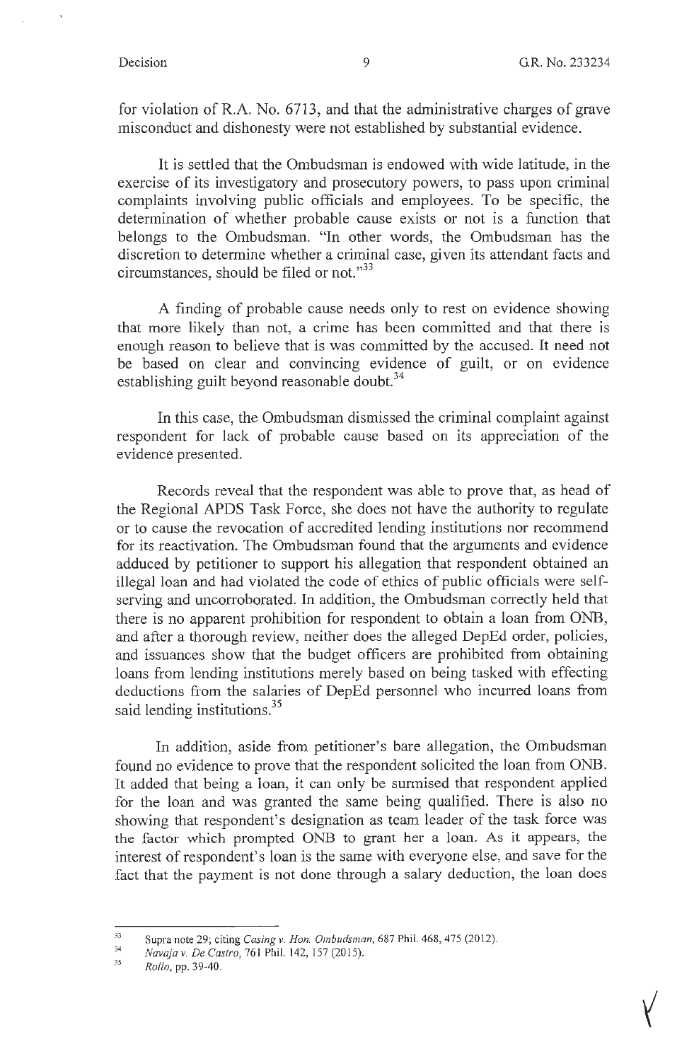for violation of R.A. No. 6713, and that the administrative charges of grave misconduct and dishonesty were not established by substantial evidence.

It is settled that the Ombudsman is endowed with wide latitude, in the exercise of its investigatory and prosecutory powers, to pass upon criminal complaints involving public officials and employees. To be specific, the determination of whether probable cause exists or not is a function that belongs to the Ombudsman. "In other words, the Ombudsman has the discretion to determine whether a criminal case, given its attendant facts and circumstances, should be filed or not."[33]

A finding of probable cause needs only to rest on evidence showing that more likely than not, a crime has been committed and that there is enough reason to believe that is was committed by the accused. It need not be based on clear and convincing evidence of guilt, or on evidence establishing guilt beyond reasonable doubt.[34]

In this case, the Ombudsman dismissed the criminal complaint against respondent for lack of probable cause based on its appreciation of the evidence presented.

Records reveal that the respondent was able to prove that, as head of the Regional APDS Task Force, she does not have the authority to regulate or to cause the revocation of accredited lending institutions nor recommend for its reactivation. The Ombudsman found that the arguments and evidence adduced by petitioner to support his allegation that respondent obtained an illegal loan and had violated the code of ethics of public officials were self-serving and uncorroborated. In addition, the Ombudsman correctly held that there is no apparent prohibition for respondent to obtain a loan from ONB, and after a thorough review, neither does the alleged DepEd order, policies, and issuances show that the budget officers are prohibited from obtaining loans from lending institutions merely based on being tasked with effecting deductions from the salaries of DepEd personnel who incurred loans from said lending institutions.[35]

In addition, aside from petitioner's bare allegation, the Ombudsman found no evidence to prove that the respondent solicited the loan from ONB. It added that being a loan, it can only be surmised that respondent applied for the loan and was granted the same being qualified. There is also no showing that respondent's designation as team leader of the task force was the factor which prompted ONB to grant her a loan. As it appears, the interest of respondent's loan is the same with everyone else, and save for the fact that the payment is not done through a salary deduction, the loan does

---

[33] Supra note 29; citing *Casing v. Hon. Ombudsman*, 687 Phil. 468, 475 (2012).

[34] *Navaja v. De Castro*, 761 Phil. 142, 157 (2015).

[35] *Rollo*, pp. 39-40.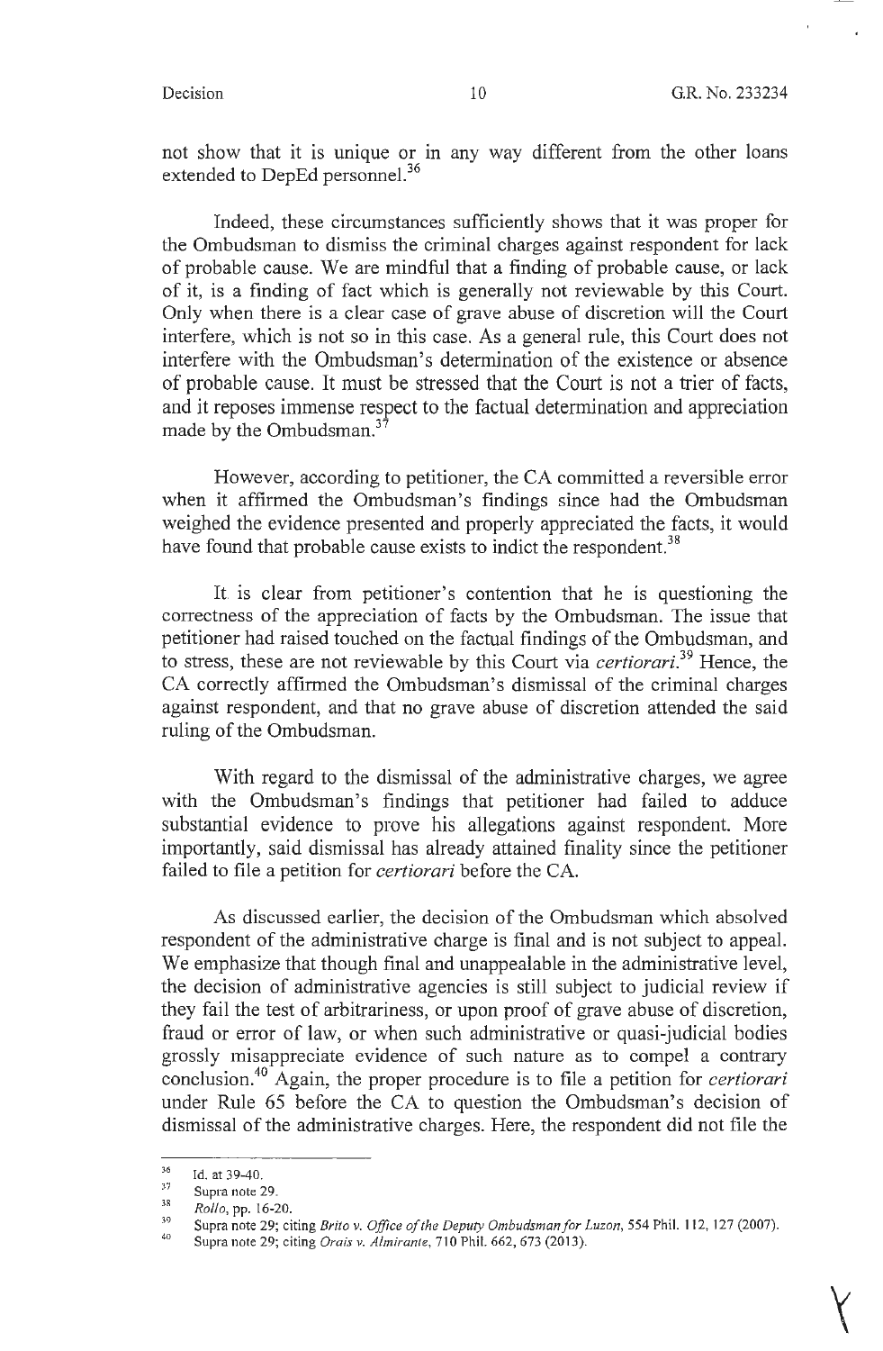not show that it is unique or in any way different from the other loans extended to DepEd personnel.[36]

Indeed, these circumstances sufficiently shows that it was proper for the Ombudsman to dismiss the criminal charges against respondent for lack of probable cause. We are mindful that a finding of probable cause, or lack of it, is a finding of fact which is generally not reviewable by this Court. Only when there is a clear case of grave abuse of discretion will the Court interfere, which is not so in this case. As a general rule, this Court does not interfere with the Ombudsman's determination of the existence or absence of probable cause. It must be stressed that the Court is not a trier of facts, and it reposes immense respect to the factual determination and appreciation made by the Ombudsman.[37]

However, according to petitioner, the CA committed a reversible error when it affirmed the Ombudsman's findings since had the Ombudsman weighed the evidence presented and properly appreciated the facts, it would have found that probable cause exists to indict the respondent.[38]

It is clear from petitioner's contention that he is questioning the correctness of the appreciation of facts by the Ombudsman. The issue that petitioner had raised touched on the factual findings of the Ombudsman, and to stress, these are not reviewable by this Court via *certiorari*.[39] Hence, the CA correctly affirmed the Ombudsman's dismissal of the criminal charges against respondent, and that no grave abuse of discretion attended the said ruling of the Ombudsman.

With regard to the dismissal of the administrative charges, we agree with the Ombudsman's findings that petitioner had failed to adduce substantial evidence to prove his allegations against respondent. More importantly, said dismissal has already attained finality since the petitioner failed to file a petition for *certiorari* before the CA.

As discussed earlier, the decision of the Ombudsman which absolved respondent of the administrative charge is final and is not subject to appeal. We emphasize that though final and unappealable in the administrative level, the decision of administrative agencies is still subject to judicial review if they fail the test of arbitrariness, or upon proof of grave abuse of discretion, fraud or error of law, or when such administrative or quasi-judicial bodies grossly misappreciate evidence of such nature as to compel a contrary conclusion.[40] Again, the proper procedure is to file a petition for *certiorari* under Rule 65 before the CA to question the Ombudsman's decision of dismissal of the administrative charges. Here, the respondent did not file the

---

[36] Id. at 39-40.

[37] Supra note 29.

[38] *Rollo*, pp. 16-20.

[39] Supra note 29; citing *Brito v. Office of the Deputy Ombudsman for Luzon*, 554 Phil. 112, 127 (2007).

[40] Supra note 29; citing *Orais v. Almirante*, 710 Phil. 662, 673 (2013).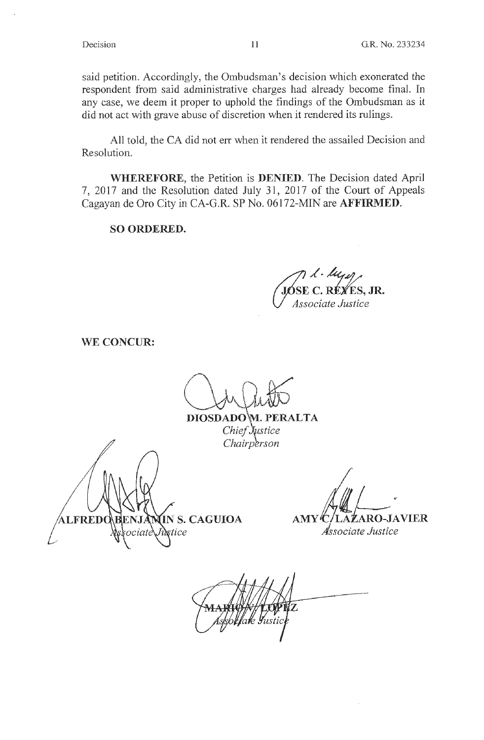said petition. Accordingly, the Ombudsman's decision which exonerated the respondent from said administrative charges had already become final. In any case, we deem it proper to uphold the findings of the Ombudsman as it did not act with grave abuse of discretion when it rendered its rulings.

All told, the CA did not err when it rendered the assailed Decision and Resolution.

**WHEREFORE**, the Petition is **DENIED**. The Decision dated April 7, 2017 and the Resolution dated July 31, 2017 of the Court of Appeals Cagayan de Oro City in CA-G.R. SP No. 06172-MIN are **AFFIRMED**.

**SO ORDERED.**

**JOSE C. REYES, JR.**
*Associate Justice*

**WE CONCUR:**

**DIOSDADO M. PERALTA**
*Chief Justice*
*Chairperson*

**ALFREDO BENJAMIN S. CAGUIOA**
*Associate Justice*

**AMY C. LAZARO-JAVIER**
*Associate Justice*

**MARIO V. LOPEZ**
*Associate Justice*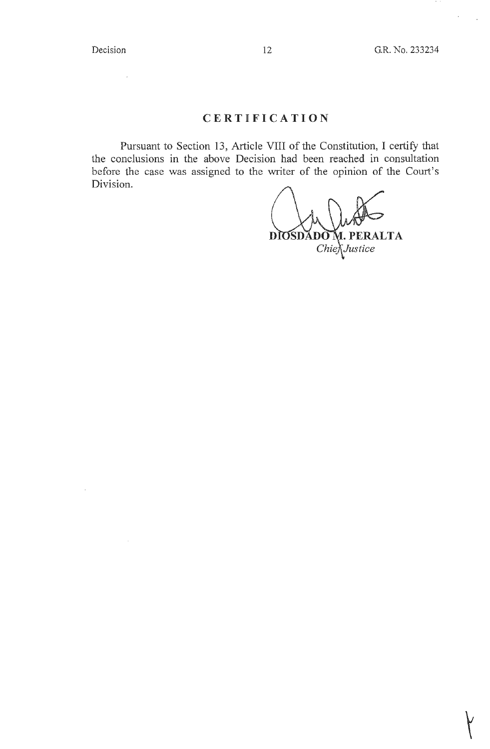## CERTIFICATION

Pursuant to Section 13, Article VIII of the Constitution, I certify that the conclusions in the above Decision had been reached in consultation before the case was assigned to the writer of the opinion of the Court's Division.

**DIOSDADO M. PERALTA**
*Chief Justice*